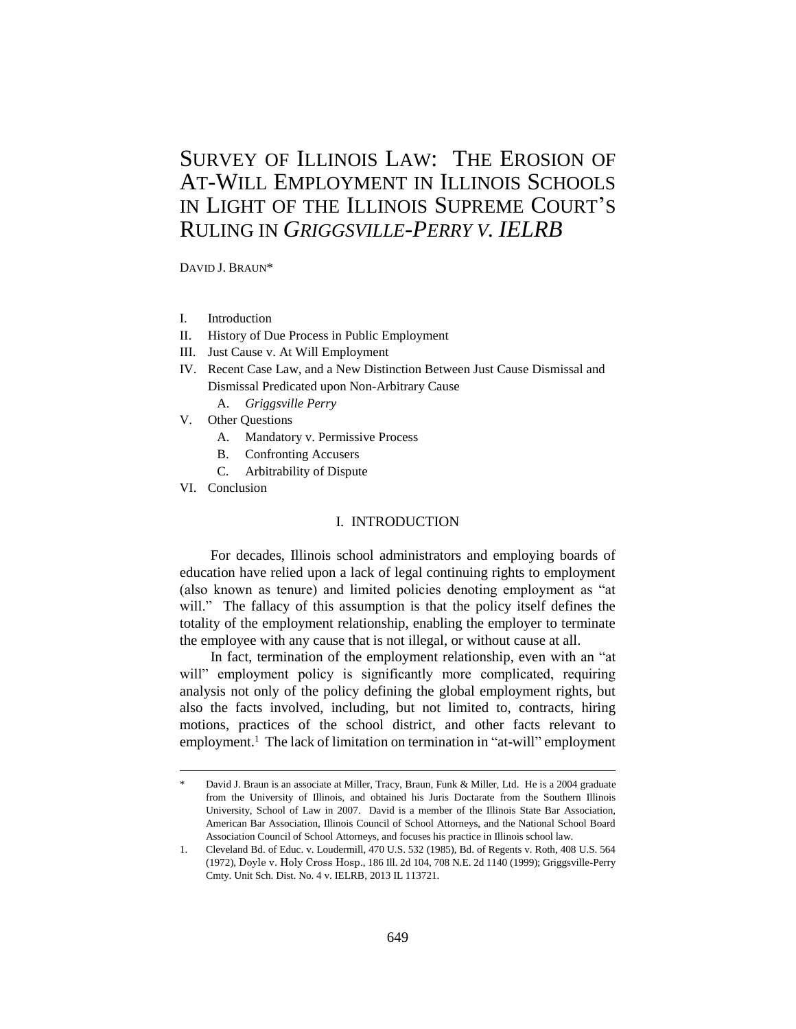# SURVEY OF ILLINOIS LAW: THE EROSION OF AT-WILL EMPLOYMENT IN ILLINOIS SCHOOLS IN LIGHT OF THE ILLINOIS SUPREME COURT'S RULING IN *GRIGGSVILLE-PERRY V. IELRB*

DAVID J. BRAUN*

I. Introduction
II. History of Due Process in Public Employment
III. Just Cause v. At Will Employment
IV. Recent Case Law, and a New Distinction Between Just Cause Dismissal and Dismissal Predicated upon Non-Arbitrary Cause
    A. *Griggsville Perry*
V. Other Questions
    A. Mandatory v. Permissive Process
    B. Confronting Accusers
    C. Arbitrability of Dispute
VI. Conclusion

## I. INTRODUCTION

For decades, Illinois school administrators and employing boards of education have relied upon a lack of legal continuing rights to employment (also known as tenure) and limited policies denoting employment as "at will." The fallacy of this assumption is that the policy itself defines the totality of the employment relationship, enabling the employer to terminate the employee with any cause that is not illegal, or without cause at all.

In fact, termination of the employment relationship, even with an "at will" employment policy is significantly more complicated, requiring analysis not only of the policy defining the global employment rights, but also the facts involved, including, but not limited to, contracts, hiring motions, practices of the school district, and other facts relevant to employment.[1] The lack of limitation on termination in "at-will" employment

---

\* David J. Braun is an associate at Miller, Tracy, Braun, Funk & Miller, Ltd. He is a 2004 graduate from the University of Illinois, and obtained his Juris Doctarate from the Southern Illinois University, School of Law in 2007. David is a member of the Illinois State Bar Association, American Bar Association, Illinois Council of School Attorneys, and the National School Board Association Council of School Attorneys, and focuses his practice in Illinois school law.

1. Cleveland Bd. of Educ. v. Loudermill, 470 U.S. 532 (1985), Bd. of Regents v. Roth, 408 U.S. 564 (1972), Doyle v. Holy Cross Hosp., 186 Ill. 2d 104, 708 N.E. 2d 1140 (1999); Griggsville-Perry Cmty. Unit Sch. Dist. No. 4 v. IELRB, 2013 IL 113721.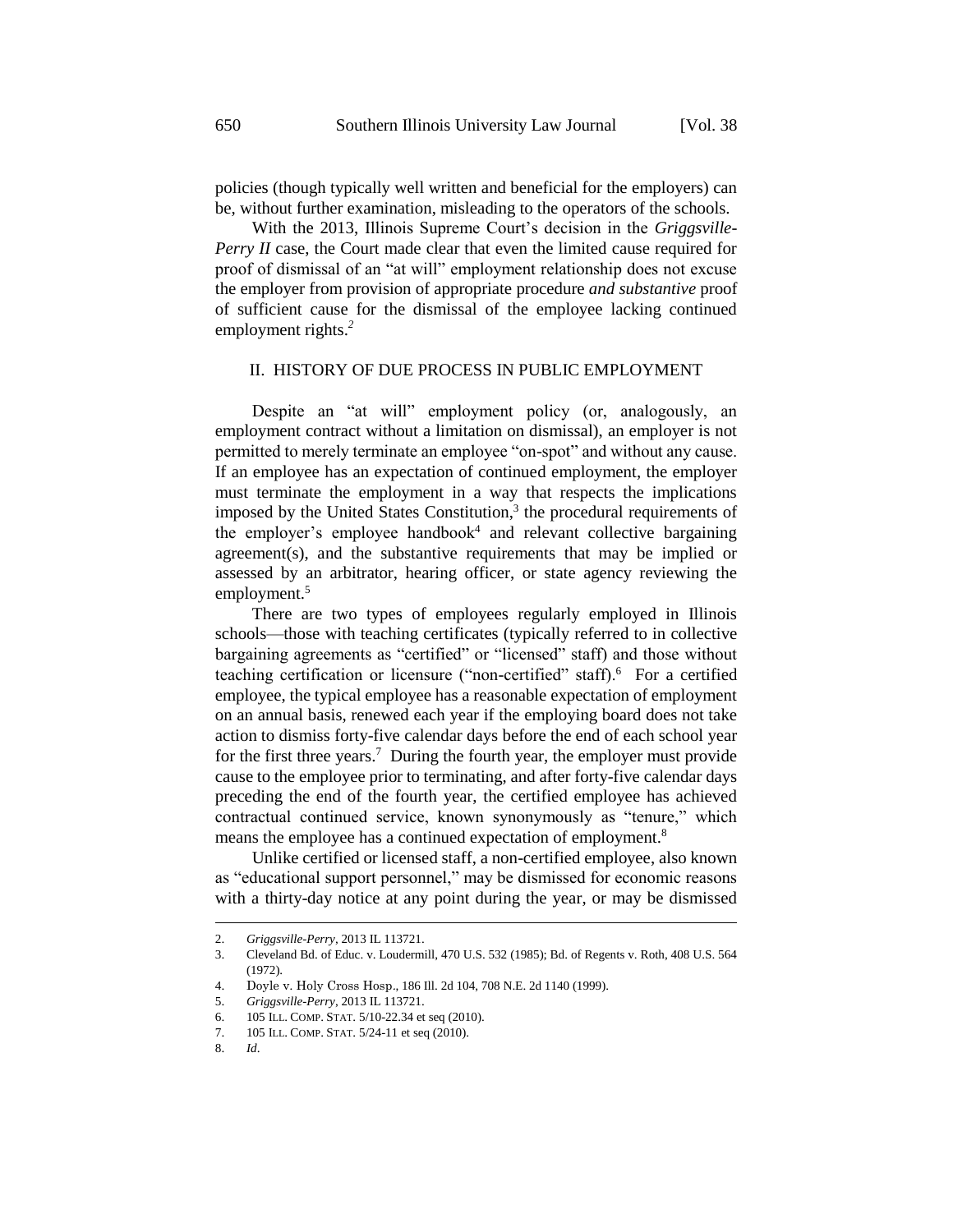policies (though typically well written and beneficial for the employers) can be, without further examination, misleading to the operators of the schools.

With the 2013, Illinois Supreme Court's decision in the *Griggsville-Perry II* case, the Court made clear that even the limited cause required for proof of dismissal of an "at will" employment relationship does not excuse the employer from provision of appropriate procedure *and substantive* proof of sufficient cause for the dismissal of the employee lacking continued employment rights.[2]

## II. HISTORY OF DUE PROCESS IN PUBLIC EMPLOYMENT

Despite an "at will" employment policy (or, analogously, an employment contract without a limitation on dismissal), an employer is not permitted to merely terminate an employee "on-spot" and without any cause. If an employee has an expectation of continued employment, the employer must terminate the employment in a way that respects the implications imposed by the United States Constitution,[3] the procedural requirements of the employer's employee handbook[4] and relevant collective bargaining agreement(s), and the substantive requirements that may be implied or assessed by an arbitrator, hearing officer, or state agency reviewing the employment.[5]

There are two types of employees regularly employed in Illinois schools—those with teaching certificates (typically referred to in collective bargaining agreements as "certified" or "licensed" staff) and those without teaching certification or licensure ("non-certified" staff).[6] For a certified employee, the typical employee has a reasonable expectation of employment on an annual basis, renewed each year if the employing board does not take action to dismiss forty-five calendar days before the end of each school year for the first three years.[7] During the fourth year, the employer must provide cause to the employee prior to terminating, and after forty-five calendar days preceding the end of the fourth year, the certified employee has achieved contractual continued service, known synonymously as "tenure," which means the employee has a continued expectation of employment.[8]

Unlike certified or licensed staff, a non-certified employee, also known as "educational support personnel," may be dismissed for economic reasons with a thirty-day notice at any point during the year, or may be dismissed

---

2. *Griggsville-Perry*, 2013 IL 113721.
3. Cleveland Bd. of Educ. v. Loudermill, 470 U.S. 532 (1985); Bd. of Regents v. Roth, 408 U.S. 564 (1972).
4. Doyle v. Holy Cross Hosp., 186 Ill. 2d 104, 708 N.E. 2d 1140 (1999).
5. *Griggsville-Perry*, 2013 IL 113721.
6. 105 ILL. COMP. STAT. 5/10-22.34 et seq (2010).
7. 105 ILL. COMP. STAT. 5/24-11 et seq (2010).
8. *Id*.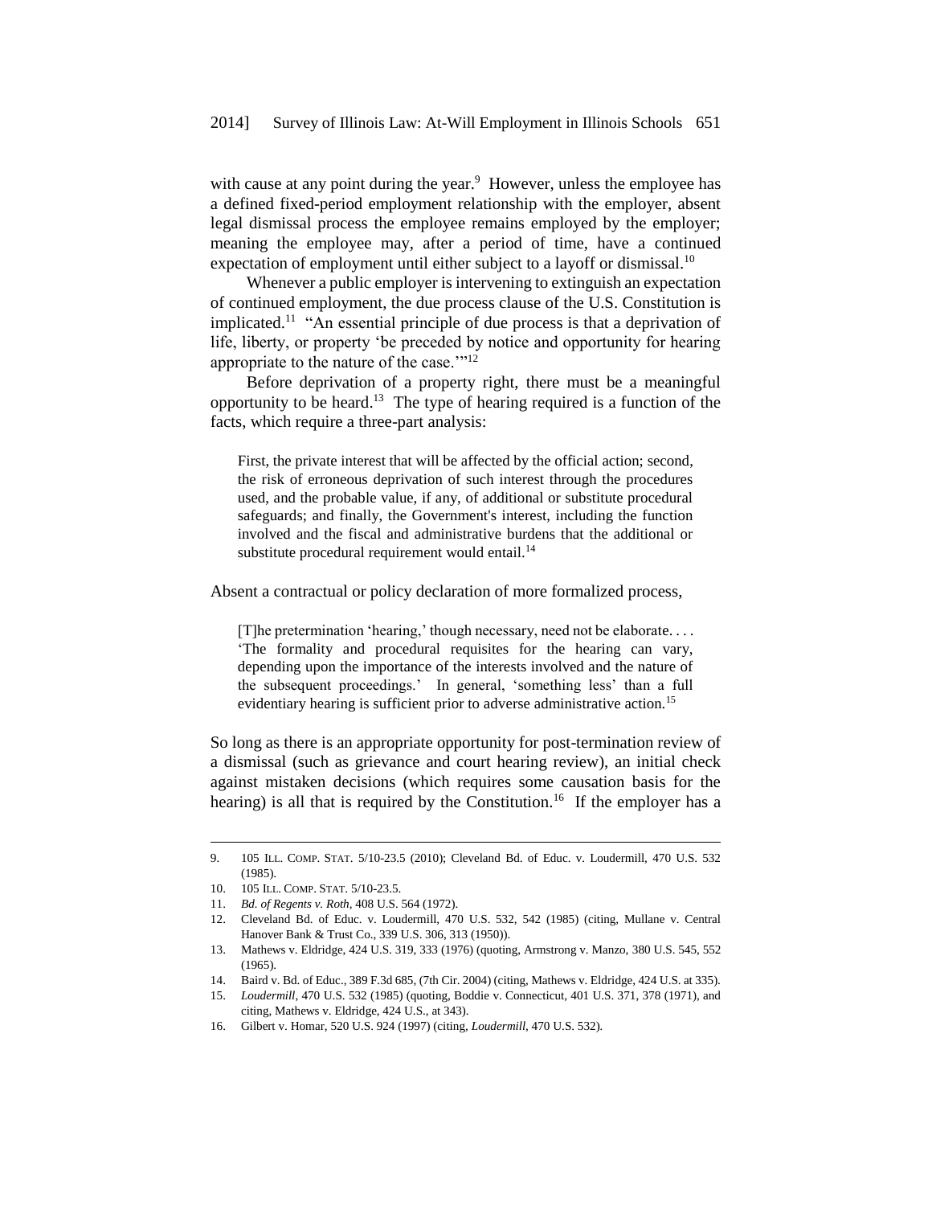with cause at any point during the year.[9] However, unless the employee has a defined fixed-period employment relationship with the employer, absent legal dismissal process the employee remains employed by the employer; meaning the employee may, after a period of time, have a continued expectation of employment until either subject to a layoff or dismissal.[10]

Whenever a public employer is intervening to extinguish an expectation of continued employment, the due process clause of the U.S. Constitution is implicated.[11] "An essential principle of due process is that a deprivation of life, liberty, or property 'be preceded by notice and opportunity for hearing appropriate to the nature of the case.'"[12]

Before deprivation of a property right, there must be a meaningful opportunity to be heard.[13] The type of hearing required is a function of the facts, which require a three-part analysis:

> First, the private interest that will be affected by the official action; second, the risk of erroneous deprivation of such interest through the procedures used, and the probable value, if any, of additional or substitute procedural safeguards; and finally, the Government's interest, including the function involved and the fiscal and administrative burdens that the additional or substitute procedural requirement would entail.[14]

Absent a contractual or policy declaration of more formalized process,

> [T]he pretermination 'hearing,' though necessary, need not be elaborate. . . . 'The formality and procedural requisites for the hearing can vary, depending upon the importance of the interests involved and the nature of the subsequent proceedings.' In general, 'something less' than a full evidentiary hearing is sufficient prior to adverse administrative action.[15]

So long as there is an appropriate opportunity for post-termination review of a dismissal (such as grievance and court hearing review), an initial check against mistaken decisions (which requires some causation basis for the hearing) is all that is required by the Constitution.[16] If the employer has a

---

9. 105 ILL. COMP. STAT. 5/10-23.5 (2010); Cleveland Bd. of Educ. v. Loudermill, 470 U.S. 532 (1985).
10. 105 ILL. COMP. STAT. 5/10-23.5.
11. *Bd. of Regents v. Roth*, 408 U.S. 564 (1972).
12. Cleveland Bd. of Educ. v. Loudermill, 470 U.S. 532, 542 (1985) (citing, Mullane v. Central Hanover Bank & Trust Co., 339 U.S. 306, 313 (1950)).
13. Mathews v. Eldridge, 424 U.S. 319, 333 (1976) (quoting, Armstrong v. Manzo, 380 U.S. 545, 552 (1965).
14. Baird v. Bd. of Educ., 389 F.3d 685, (7th Cir. 2004) (citing, Mathews v. Eldridge, 424 U.S. at 335).
15. *Loudermill*, 470 U.S. 532 (1985) (quoting, Boddie v. Connecticut, 401 U.S. 371, 378 (1971), and citing, Mathews v. Eldridge, 424 U.S., at 343).
16. Gilbert v. Homar, 520 U.S. 924 (1997) (citing, *Loudermill*, 470 U.S. 532).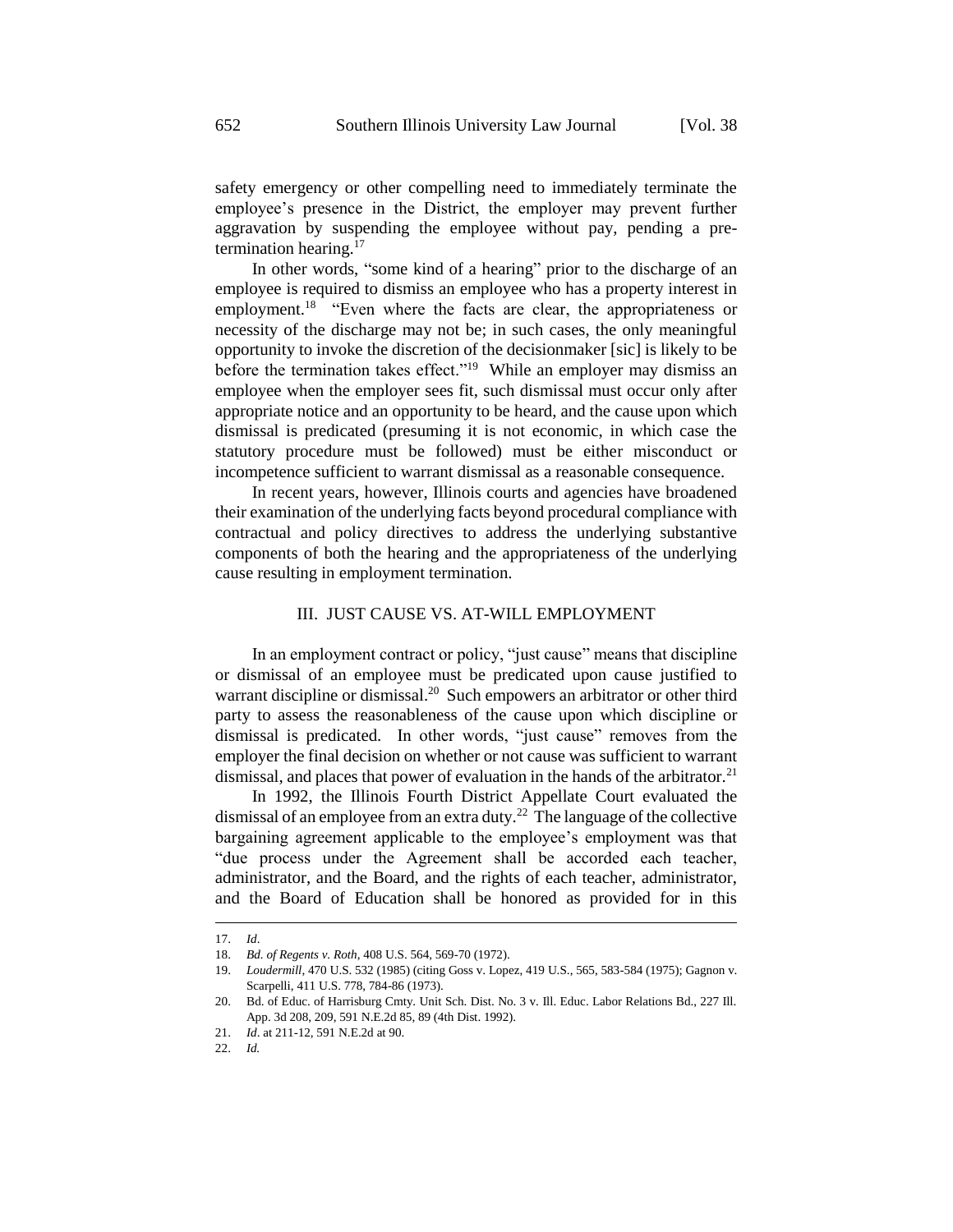safety emergency or other compelling need to immediately terminate the employee's presence in the District, the employer may prevent further aggravation by suspending the employee without pay, pending a pre-termination hearing.[17]

In other words, "some kind of a hearing" prior to the discharge of an employee is required to dismiss an employee who has a property interest in employment.[18] "Even where the facts are clear, the appropriateness or necessity of the discharge may not be; in such cases, the only meaningful opportunity to invoke the discretion of the decisionmaker [sic] is likely to be before the termination takes effect."[19] While an employer may dismiss an employee when the employer sees fit, such dismissal must occur only after appropriate notice and an opportunity to be heard, and the cause upon which dismissal is predicated (presuming it is not economic, in which case the statutory procedure must be followed) must be either misconduct or incompetence sufficient to warrant dismissal as a reasonable consequence.

In recent years, however, Illinois courts and agencies have broadened their examination of the underlying facts beyond procedural compliance with contractual and policy directives to address the underlying substantive components of both the hearing and the appropriateness of the underlying cause resulting in employment termination.

## III. JUST CAUSE VS. AT-WILL EMPLOYMENT

In an employment contract or policy, "just cause" means that discipline or dismissal of an employee must be predicated upon cause justified to warrant discipline or dismissal.[20] Such empowers an arbitrator or other third party to assess the reasonableness of the cause upon which discipline or dismissal is predicated. In other words, "just cause" removes from the employer the final decision on whether or not cause was sufficient to warrant dismissal, and places that power of evaluation in the hands of the arbitrator.[21]

In 1992, the Illinois Fourth District Appellate Court evaluated the dismissal of an employee from an extra duty.[22] The language of the collective bargaining agreement applicable to the employee's employment was that "due process under the Agreement shall be accorded each teacher, administrator, and the Board, and the rights of each teacher, administrator, and the Board of Education shall be honored as provided for in this

---

17. *Id*.
18. *Bd. of Regents v. Roth*, 408 U.S. 564, 569-70 (1972).
19. *Loudermill*, 470 U.S. 532 (1985) (citing Goss v. Lopez, 419 U.S., 565, 583-584 (1975); Gagnon v. Scarpelli, 411 U.S. 778, 784-86 (1973).
20. Bd. of Educ. of Harrisburg Cmty. Unit Sch. Dist. No. 3 v. Ill. Educ. Labor Relations Bd., 227 Ill. App. 3d 208, 209, 591 N.E.2d 85, 89 (4th Dist. 1992).
21. *Id*. at 211-12, 591 N.E.2d at 90.
22. *Id.*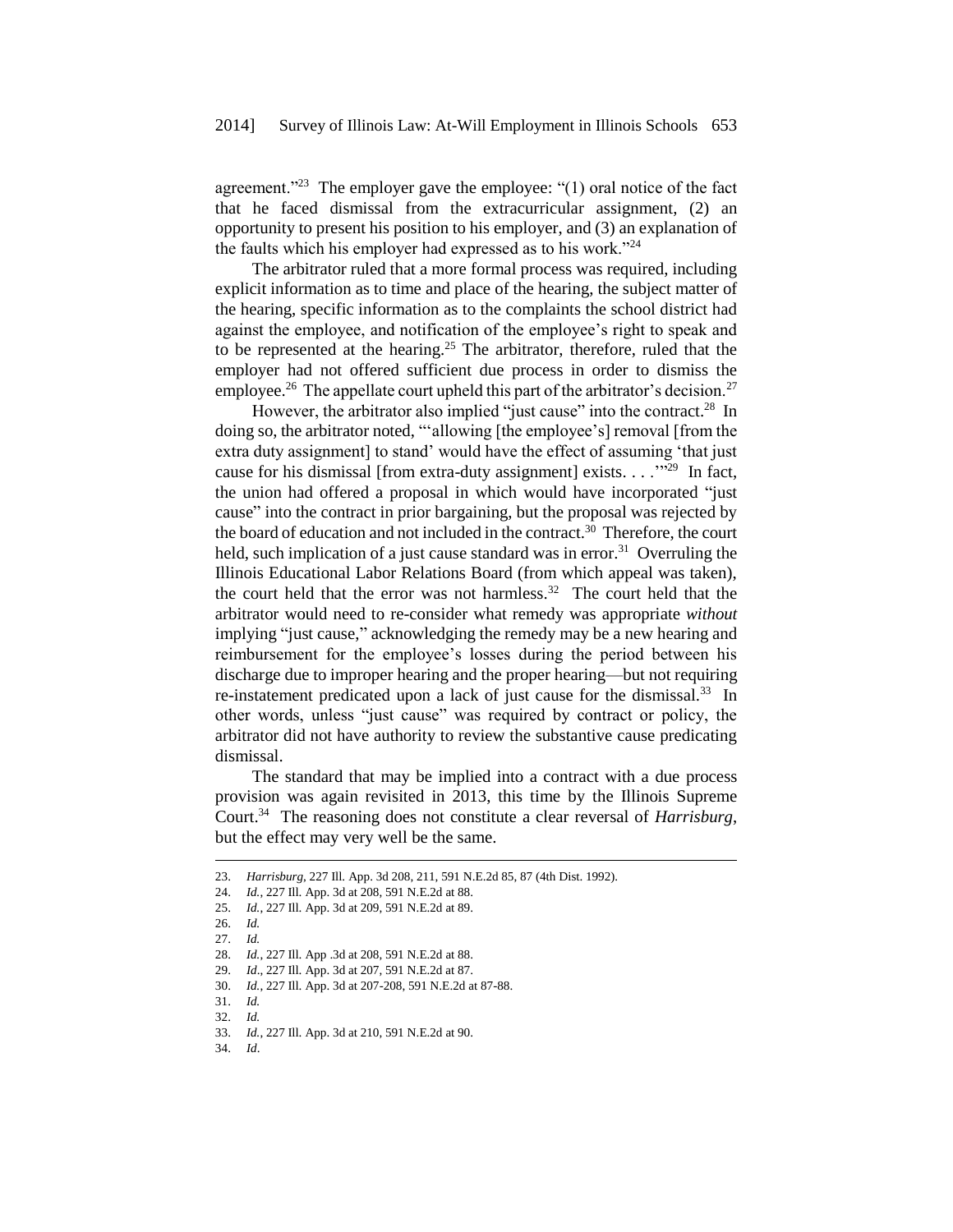agreement."[23] The employer gave the employee: "(1) oral notice of the fact that he faced dismissal from the extracurricular assignment, (2) an opportunity to present his position to his employer, and (3) an explanation of the faults which his employer had expressed as to his work."[24]

The arbitrator ruled that a more formal process was required, including explicit information as to time and place of the hearing, the subject matter of the hearing, specific information as to the complaints the school district had against the employee, and notification of the employee's right to speak and to be represented at the hearing.[25] The arbitrator, therefore, ruled that the employer had not offered sufficient due process in order to dismiss the employee.[26] The appellate court upheld this part of the arbitrator's decision.[27]

However, the arbitrator also implied "just cause" into the contract.[28] In doing so, the arbitrator noted, "'allowing [the employee's] removal [from the extra duty assignment] to stand' would have the effect of assuming 'that just cause for his dismissal [from extra-duty assignment] exists. . . .'"[29] In fact, the union had offered a proposal in which would have incorporated "just cause" into the contract in prior bargaining, but the proposal was rejected by the board of education and not included in the contract.[30] Therefore, the court held, such implication of a just cause standard was in error.[31] Overruling the Illinois Educational Labor Relations Board (from which appeal was taken), the court held that the error was not harmless.[32] The court held that the arbitrator would need to re-consider what remedy was appropriate *without* implying "just cause," acknowledging the remedy may be a new hearing and reimbursement for the employee's losses during the period between his discharge due to improper hearing and the proper hearing—but not requiring re-instatement predicated upon a lack of just cause for the dismissal.[33] In other words, unless "just cause" was required by contract or policy, the arbitrator did not have authority to review the substantive cause predicating dismissal.

The standard that may be implied into a contract with a due process provision was again revisited in 2013, this time by the Illinois Supreme Court.[34] The reasoning does not constitute a clear reversal of *Harrisburg*, but the effect may very well be the same.

---

23. *Harrisburg*, 227 Ill. App. 3d 208, 211, 591 N.E.2d 85, 87 (4th Dist. 1992).
24. *Id.*, 227 Ill. App. 3d at 208, 591 N.E.2d at 88.
25. *Id.*, 227 Ill. App. 3d at 209, 591 N.E.2d at 89.
26. *Id.*
27. *Id.*
28. *Id.*, 227 Ill. App .3d at 208, 591 N.E.2d at 88.
29. *Id*., 227 Ill. App. 3d at 207, 591 N.E.2d at 87.
30. *Id.*, 227 Ill. App. 3d at 207-208, 591 N.E.2d at 87-88.
31. *Id.*
32. *Id.*
33. *Id.*, 227 Ill. App. 3d at 210, 591 N.E.2d at 90.
34. *Id*.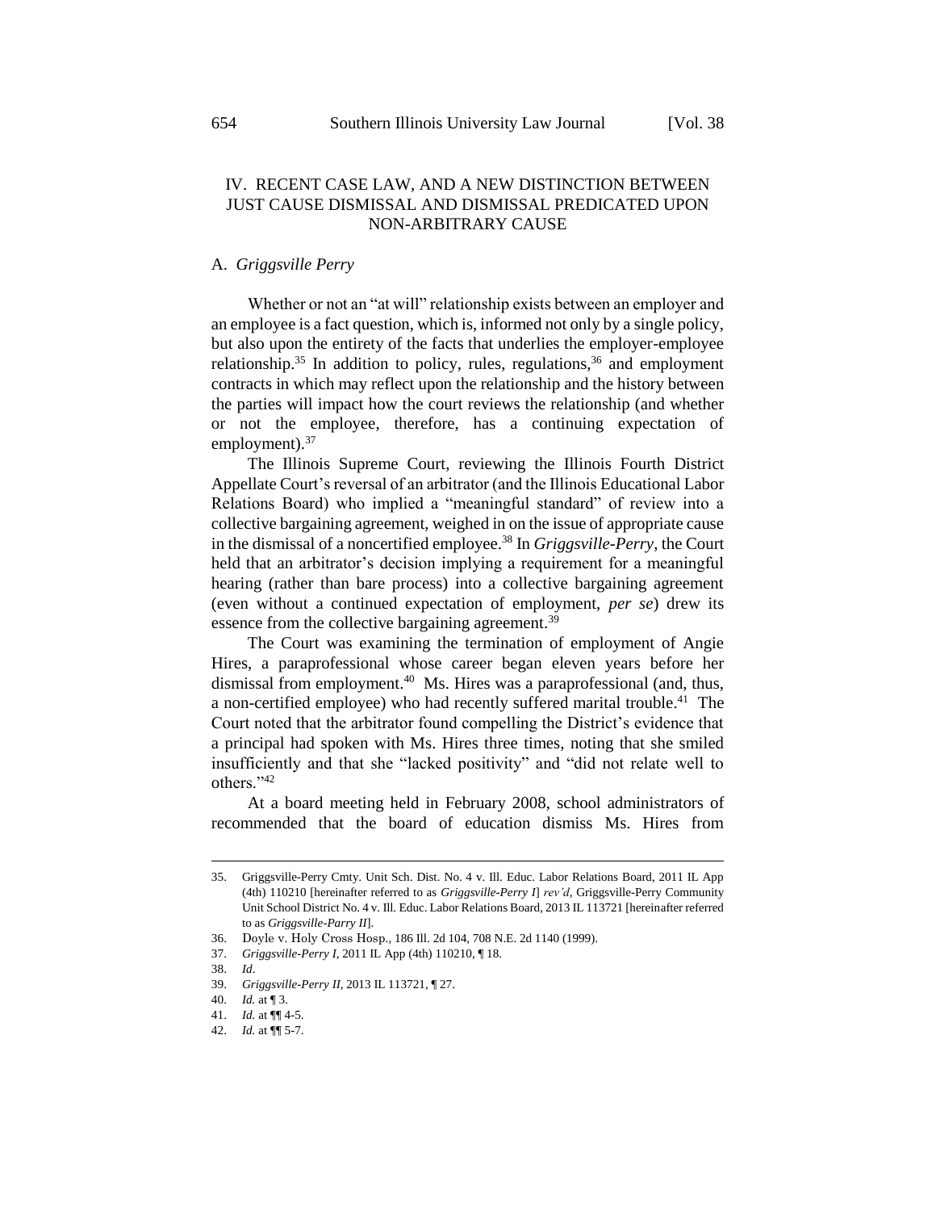## IV. RECENT CASE LAW, AND A NEW DISTINCTION BETWEEN JUST CAUSE DISMISSAL AND DISMISSAL PREDICATED UPON NON-ARBITRARY CAUSE

### A. *Griggsville Perry*

Whether or not an "at will" relationship exists between an employer and an employee is a fact question, which is, informed not only by a single policy, but also upon the entirety of the facts that underlies the employer-employee relationship.[35] In addition to policy, rules, regulations,[36] and employment contracts in which may reflect upon the relationship and the history between the parties will impact how the court reviews the relationship (and whether or not the employee, therefore, has a continuing expectation of employment).[37]

The Illinois Supreme Court, reviewing the Illinois Fourth District Appellate Court's reversal of an arbitrator (and the Illinois Educational Labor Relations Board) who implied a "meaningful standard" of review into a collective bargaining agreement, weighed in on the issue of appropriate cause in the dismissal of a noncertified employee.[38] In *Griggsville-Perry*, the Court held that an arbitrator's decision implying a requirement for a meaningful hearing (rather than bare process) into a collective bargaining agreement (even without a continued expectation of employment, *per se*) drew its essence from the collective bargaining agreement.[39]

The Court was examining the termination of employment of Angie Hires, a paraprofessional whose career began eleven years before her dismissal from employment.[40] Ms. Hires was a paraprofessional (and, thus, a non-certified employee) who had recently suffered marital trouble.[41] The Court noted that the arbitrator found compelling the District's evidence that a principal had spoken with Ms. Hires three times, noting that she smiled insufficiently and that she "lacked positivity" and "did not relate well to others."[42]

At a board meeting held in February 2008, school administrators of recommended that the board of education dismiss Ms. Hires from

---

35. Griggsville-Perry Cmty. Unit Sch. Dist. No. 4 v. Ill. Educ. Labor Relations Board, 2011 IL App (4th) 110210 [hereinafter referred to as *Griggsville-Perry I*] *rev'd*, Griggsville-Perry Community Unit School District No. 4 v. Ill. Educ. Labor Relations Board, 2013 IL 113721 [hereinafter referred to as *Griggsville-Parry II*].
36. Doyle v. Holy Cross Hosp., 186 Ill. 2d 104, 708 N.E. 2d 1140 (1999).
37. *Griggsville-Perry I*, 2011 IL App (4th) 110210, ¶ 18.
38. *Id*.
39. *Griggsville-Perry II*, 2013 IL 113721, ¶ 27.
40. *Id.* at ¶ 3.
41. *Id.* at ¶¶ 4-5.
42. *Id.* at ¶¶ 5-7.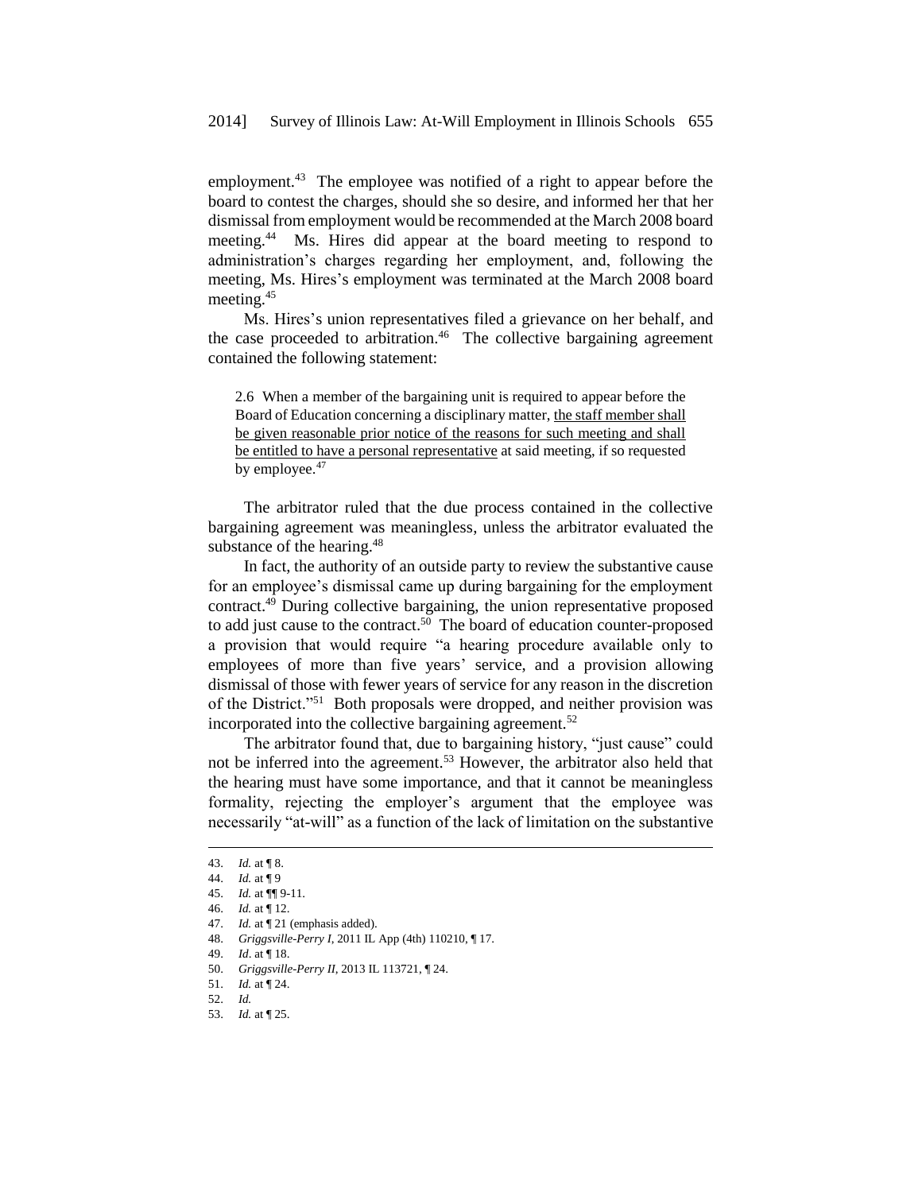employment.[43] The employee was notified of a right to appear before the board to contest the charges, should she so desire, and informed her that her dismissal from employment would be recommended at the March 2008 board meeting.[44] Ms. Hires did appear at the board meeting to respond to administration's charges regarding her employment, and, following the meeting, Ms. Hires's employment was terminated at the March 2008 board meeting.[45]

Ms. Hires's union representatives filed a grievance on her behalf, and the case proceeded to arbitration.[46] The collective bargaining agreement contained the following statement:

> 2.6 When a member of the bargaining unit is required to appear before the Board of Education concerning a disciplinary matter, <u>the staff member shall be given reasonable prior notice of the reasons for such meeting and shall be entitled to have a personal representative</u> at said meeting, if so requested by employee.[47]

The arbitrator ruled that the due process contained in the collective bargaining agreement was meaningless, unless the arbitrator evaluated the substance of the hearing.[48]

In fact, the authority of an outside party to review the substantive cause for an employee's dismissal came up during bargaining for the employment contract.[49] During collective bargaining, the union representative proposed to add just cause to the contract.[50] The board of education counter-proposed a provision that would require "a hearing procedure available only to employees of more than five years' service, and a provision allowing dismissal of those with fewer years of service for any reason in the discretion of the District."[51] Both proposals were dropped, and neither provision was incorporated into the collective bargaining agreement.[52]

The arbitrator found that, due to bargaining history, "just cause" could not be inferred into the agreement.[53] However, the arbitrator also held that the hearing must have some importance, and that it cannot be meaningless formality, rejecting the employer's argument that the employee was necessarily "at-will" as a function of the lack of limitation on the substantive

---

43. *Id.* at ¶ 8.
44. *Id.* at ¶ 9
45. *Id.* at ¶¶ 9-11.
46. *Id.* at ¶ 12.
47. *Id.* at ¶ 21 (emphasis added).
48. *Griggsville-Perry I*, 2011 IL App (4th) 110210, ¶ 17.
49. *Id*. at ¶ 18.
50. *Griggsville-Perry II*, 2013 IL 113721, ¶ 24.
51. *Id.* at ¶ 24.
52. *Id.*
53. *Id.* at ¶ 25.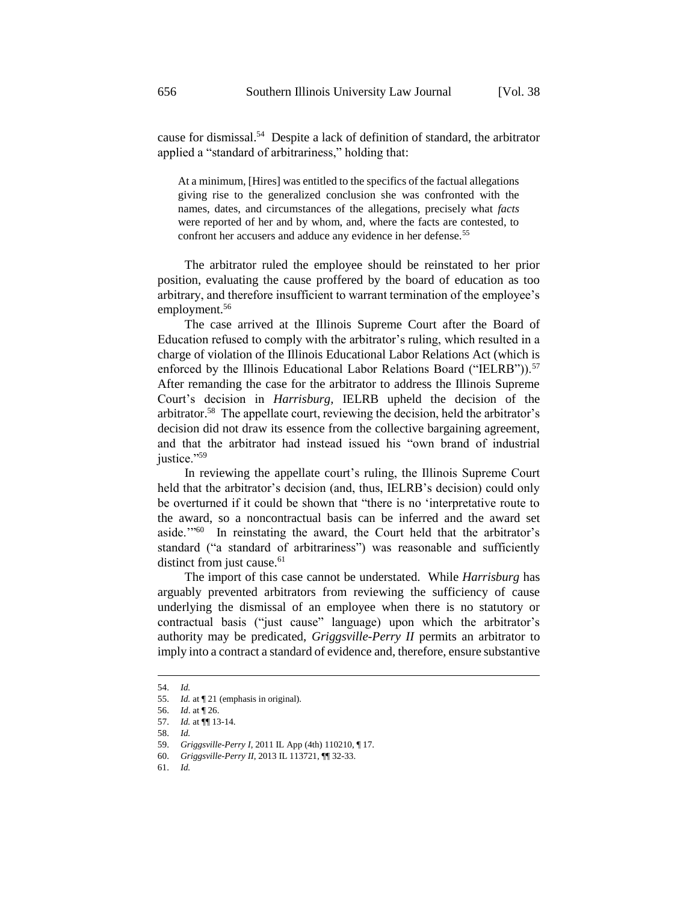cause for dismissal.[54] Despite a lack of definition of standard, the arbitrator applied a "standard of arbitrariness," holding that:

> At a minimum, [Hires] was entitled to the specifics of the factual allegations giving rise to the generalized conclusion she was confronted with the names, dates, and circumstances of the allegations, precisely what *facts* were reported of her and by whom, and, where the facts are contested, to confront her accusers and adduce any evidence in her defense.[55]

The arbitrator ruled the employee should be reinstated to her prior position, evaluating the cause proffered by the board of education as too arbitrary, and therefore insufficient to warrant termination of the employee's employment.[56]

The case arrived at the Illinois Supreme Court after the Board of Education refused to comply with the arbitrator's ruling, which resulted in a charge of violation of the Illinois Educational Labor Relations Act (which is enforced by the Illinois Educational Labor Relations Board ("IELRB")).[57] After remanding the case for the arbitrator to address the Illinois Supreme Court's decision in *Harrisburg,* IELRB upheld the decision of the arbitrator.[58] The appellate court, reviewing the decision, held the arbitrator's decision did not draw its essence from the collective bargaining agreement, and that the arbitrator had instead issued his "own brand of industrial justice."[59]

In reviewing the appellate court's ruling, the Illinois Supreme Court held that the arbitrator's decision (and, thus, IELRB's decision) could only be overturned if it could be shown that "there is no 'interpretative route to the award, so a noncontractual basis can be inferred and the award set aside.'"[60] In reinstating the award, the Court held that the arbitrator's standard ("a standard of arbitrariness") was reasonable and sufficiently distinct from just cause.[61]

The import of this case cannot be understated. While *Harrisburg* has arguably prevented arbitrators from reviewing the sufficiency of cause underlying the dismissal of an employee when there is no statutory or contractual basis ("just cause" language) upon which the arbitrator's authority may be predicated, *Griggsville-Perry II* permits an arbitrator to imply into a contract a standard of evidence and, therefore, ensure substantive

---

54. *Id.*
55. *Id.* at ¶ 21 (emphasis in original).
56. *Id*. at ¶ 26.
57. *Id.* at ¶¶ 13-14.
58. *Id.*
59. *Griggsville-Perry I*, 2011 IL App (4th) 110210, ¶ 17.
60. *Griggsville-Perry II*, 2013 IL 113721, ¶¶ 32-33.
61. *Id.*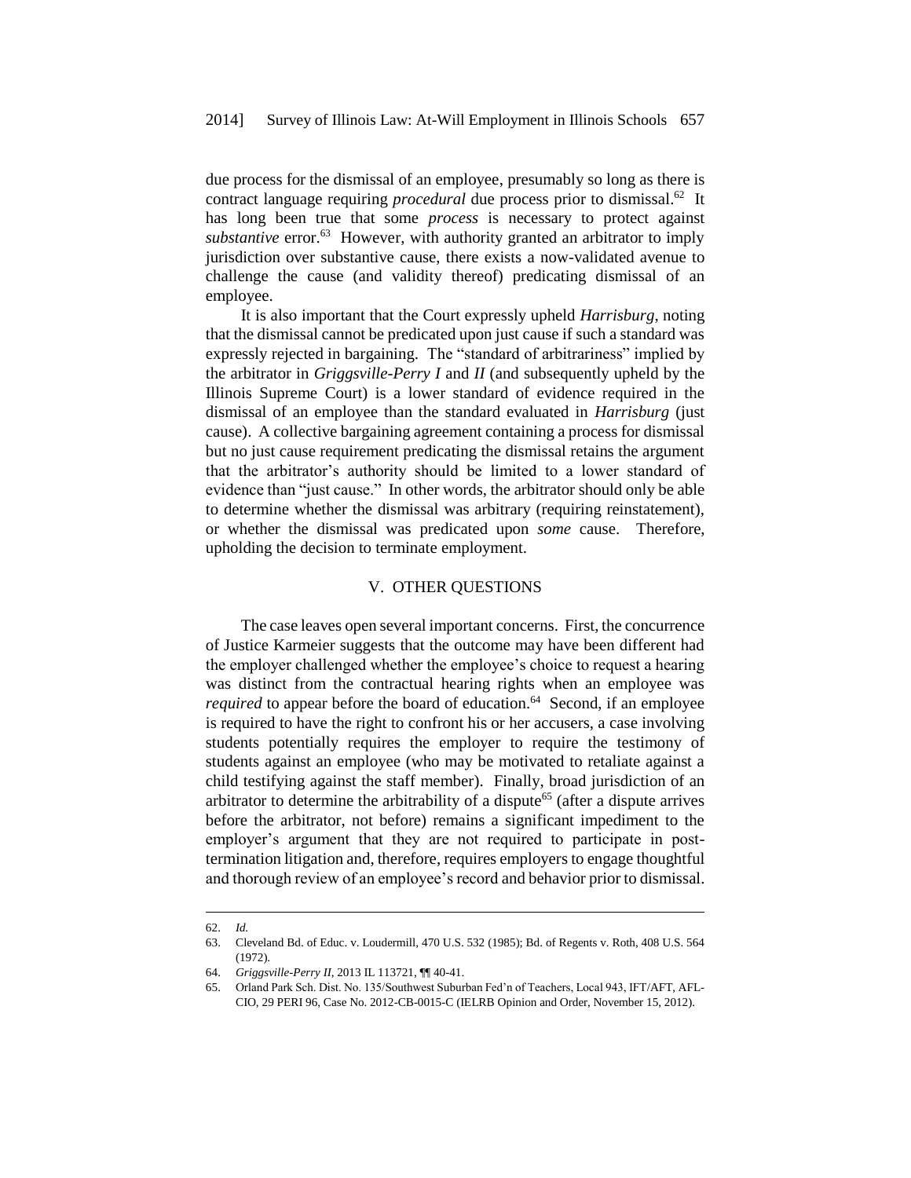due process for the dismissal of an employee, presumably so long as there is contract language requiring *procedural* due process prior to dismissal.[62] It has long been true that some *process* is necessary to protect against *substantive* error.[63] However, with authority granted an arbitrator to imply jurisdiction over substantive cause, there exists a now-validated avenue to challenge the cause (and validity thereof) predicating dismissal of an employee.

It is also important that the Court expressly upheld *Harrisburg*, noting that the dismissal cannot be predicated upon just cause if such a standard was expressly rejected in bargaining. The "standard of arbitrariness" implied by the arbitrator in *Griggsville-Perry I* and *II* (and subsequently upheld by the Illinois Supreme Court) is a lower standard of evidence required in the dismissal of an employee than the standard evaluated in *Harrisburg* (just cause). A collective bargaining agreement containing a process for dismissal but no just cause requirement predicating the dismissal retains the argument that the arbitrator's authority should be limited to a lower standard of evidence than "just cause." In other words, the arbitrator should only be able to determine whether the dismissal was arbitrary (requiring reinstatement), or whether the dismissal was predicated upon *some* cause. Therefore, upholding the decision to terminate employment.

## V. OTHER QUESTIONS

The case leaves open several important concerns. First, the concurrence of Justice Karmeier suggests that the outcome may have been different had the employer challenged whether the employee's choice to request a hearing was distinct from the contractual hearing rights when an employee was *required* to appear before the board of education.[64] Second, if an employee is required to have the right to confront his or her accusers, a case involving students potentially requires the employer to require the testimony of students against an employee (who may be motivated to retaliate against a child testifying against the staff member). Finally, broad jurisdiction of an arbitrator to determine the arbitrability of a dispute[65] (after a dispute arrives before the arbitrator, not before) remains a significant impediment to the employer's argument that they are not required to participate in post-termination litigation and, therefore, requires employers to engage thoughtful and thorough review of an employee's record and behavior prior to dismissal.

---

62. *Id.*

63. Cleveland Bd. of Educ. v. Loudermill, 470 U.S. 532 (1985); Bd. of Regents v. Roth, 408 U.S. 564 (1972).

64. *Griggsville-Perry II*, 2013 IL 113721, ¶¶ 40-41.

65. Orland Park Sch. Dist. No. 135/Southwest Suburban Fed'n of Teachers, Local 943, IFT/AFT, AFL-CIO, 29 PERI 96, Case No. 2012-CB-0015-C (IELRB Opinion and Order, November 15, 2012).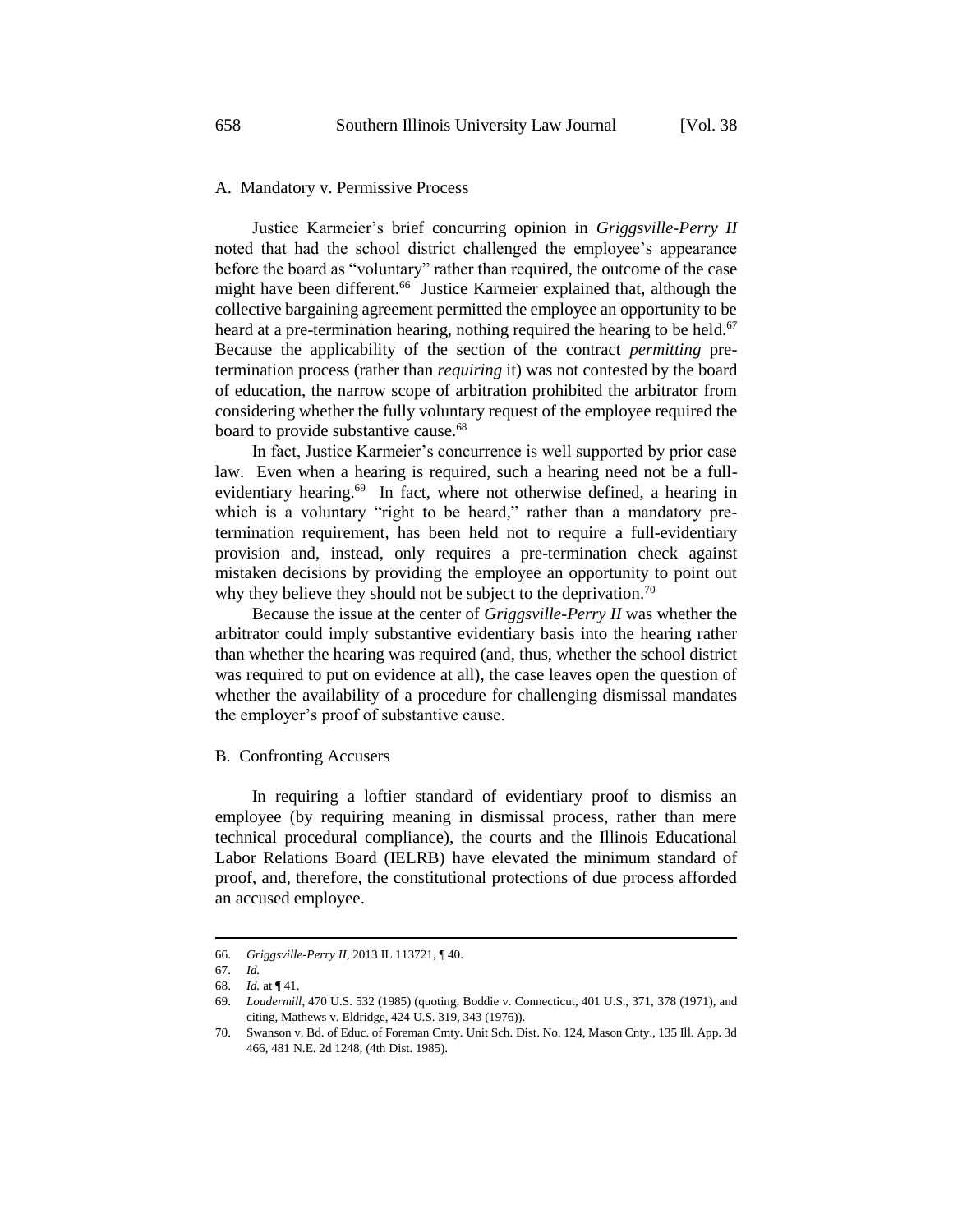### A. Mandatory v. Permissive Process

Justice Karmeier's brief concurring opinion in *Griggsville-Perry II* noted that had the school district challenged the employee's appearance before the board as "voluntary" rather than required, the outcome of the case might have been different.[66] Justice Karmeier explained that, although the collective bargaining agreement permitted the employee an opportunity to be heard at a pre-termination hearing, nothing required the hearing to be held.[67] Because the applicability of the section of the contract *permitting* pre-termination process (rather than *requiring* it) was not contested by the board of education, the narrow scope of arbitration prohibited the arbitrator from considering whether the fully voluntary request of the employee required the board to provide substantive cause.[68]

In fact, Justice Karmeier's concurrence is well supported by prior case law. Even when a hearing is required, such a hearing need not be a full-evidentiary hearing.[69] In fact, where not otherwise defined, a hearing in which is a voluntary "right to be heard," rather than a mandatory pre-termination requirement, has been held not to require a full-evidentiary provision and, instead, only requires a pre-termination check against mistaken decisions by providing the employee an opportunity to point out why they believe they should not be subject to the deprivation.[70]

Because the issue at the center of *Griggsville-Perry II* was whether the arbitrator could imply substantive evidentiary basis into the hearing rather than whether the hearing was required (and, thus, whether the school district was required to put on evidence at all), the case leaves open the question of whether the availability of a procedure for challenging dismissal mandates the employer's proof of substantive cause.

### B. Confronting Accusers

In requiring a loftier standard of evidentiary proof to dismiss an employee (by requiring meaning in dismissal process, rather than mere technical procedural compliance), the courts and the Illinois Educational Labor Relations Board (IELRB) have elevated the minimum standard of proof, and, therefore, the constitutional protections of due process afforded an accused employee.

---

66. *Griggsville-Perry II*, 2013 IL 113721, ¶ 40.
67. *Id.*
68. *Id.* at ¶ 41.
69. *Loudermill*, 470 U.S. 532 (1985) (quoting, Boddie v. Connecticut, 401 U.S., 371, 378 (1971), and citing, Mathews v. Eldridge, 424 U.S. 319, 343 (1976)).
70. Swanson v. Bd. of Educ. of Foreman Cmty. Unit Sch. Dist. No. 124, Mason Cnty., 135 Ill. App. 3d 466, 481 N.E. 2d 1248, (4th Dist. 1985).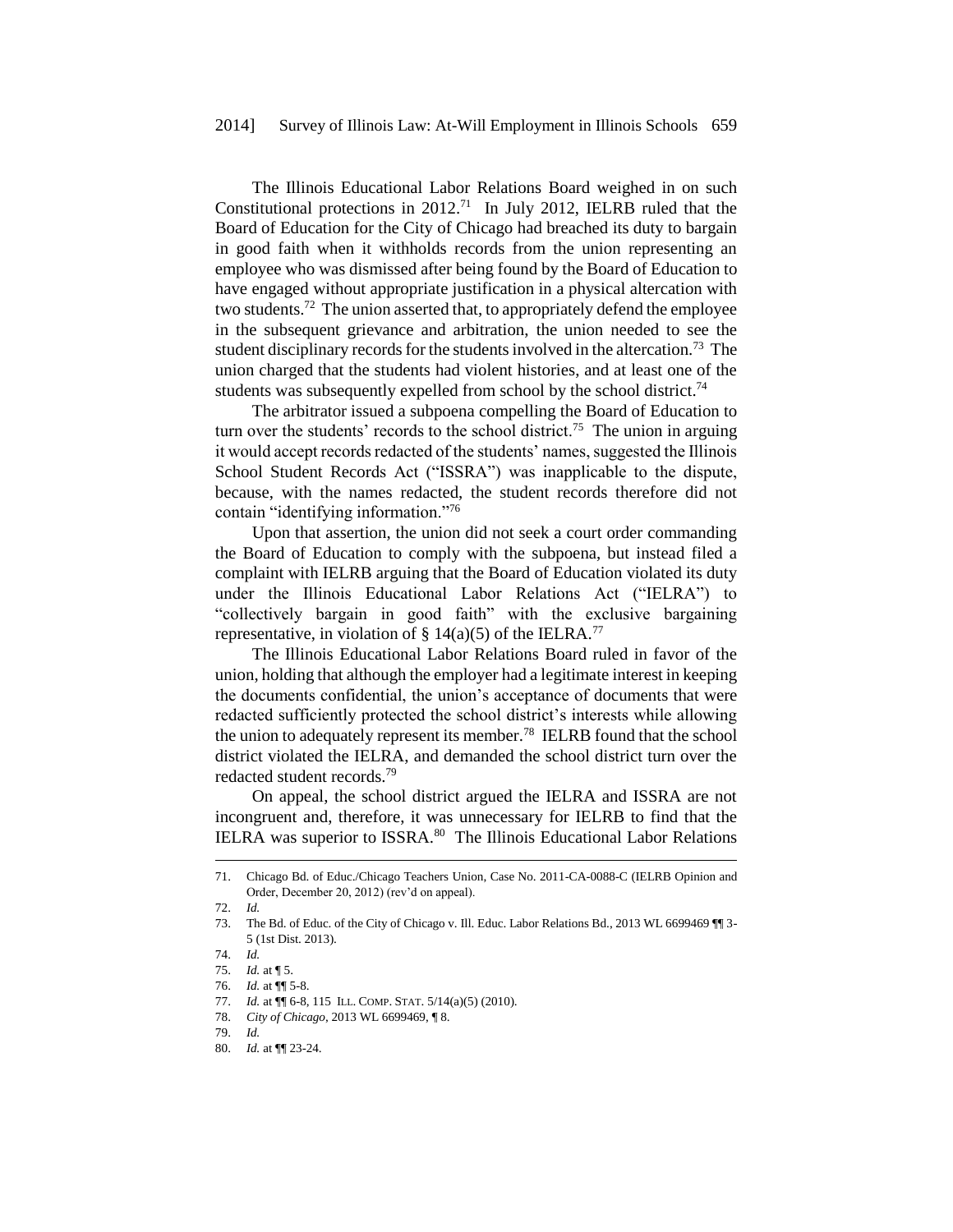The Illinois Educational Labor Relations Board weighed in on such Constitutional protections in 2012.[71] In July 2012, IELRB ruled that the Board of Education for the City of Chicago had breached its duty to bargain in good faith when it withholds records from the union representing an employee who was dismissed after being found by the Board of Education to have engaged without appropriate justification in a physical altercation with two students.[72] The union asserted that, to appropriately defend the employee in the subsequent grievance and arbitration, the union needed to see the student disciplinary records for the students involved in the altercation.[73] The union charged that the students had violent histories, and at least one of the students was subsequently expelled from school by the school district.[74]

The arbitrator issued a subpoena compelling the Board of Education to turn over the students' records to the school district.[75] The union in arguing it would accept records redacted of the students' names, suggested the Illinois School Student Records Act ("ISSRA") was inapplicable to the dispute, because, with the names redacted, the student records therefore did not contain "identifying information."[76]

Upon that assertion, the union did not seek a court order commanding the Board of Education to comply with the subpoena, but instead filed a complaint with IELRB arguing that the Board of Education violated its duty under the Illinois Educational Labor Relations Act ("IELRA") to "collectively bargain in good faith" with the exclusive bargaining representative, in violation of § 14(a)(5) of the IELRA.[77]

The Illinois Educational Labor Relations Board ruled in favor of the union, holding that although the employer had a legitimate interest in keeping the documents confidential, the union's acceptance of documents that were redacted sufficiently protected the school district's interests while allowing the union to adequately represent its member.[78] IELRB found that the school district violated the IELRA, and demanded the school district turn over the redacted student records.[79]

On appeal, the school district argued the IELRA and ISSRA are not incongruent and, therefore, it was unnecessary for IELRB to find that the IELRA was superior to ISSRA.[80] The Illinois Educational Labor Relations

---

71. Chicago Bd. of Educ./Chicago Teachers Union, Case No. 2011-CA-0088-C (IELRB Opinion and Order, December 20, 2012) (rev'd on appeal).
72. *Id.*
73. The Bd. of Educ. of the City of Chicago v. Ill. Educ. Labor Relations Bd., 2013 WL 6699469 ¶¶ 3-5 (1st Dist. 2013).
74. *Id.*
75. *Id.* at ¶ 5.
76. *Id.* at ¶¶ 5-8.
77. *Id.* at ¶¶ 6-8, 115 ILL. COMP. STAT. 5/14(a)(5) (2010).
78. *City of Chicago*, 2013 WL 6699469, ¶ 8.
79. *Id.*
80. *Id.* at ¶¶ 23-24.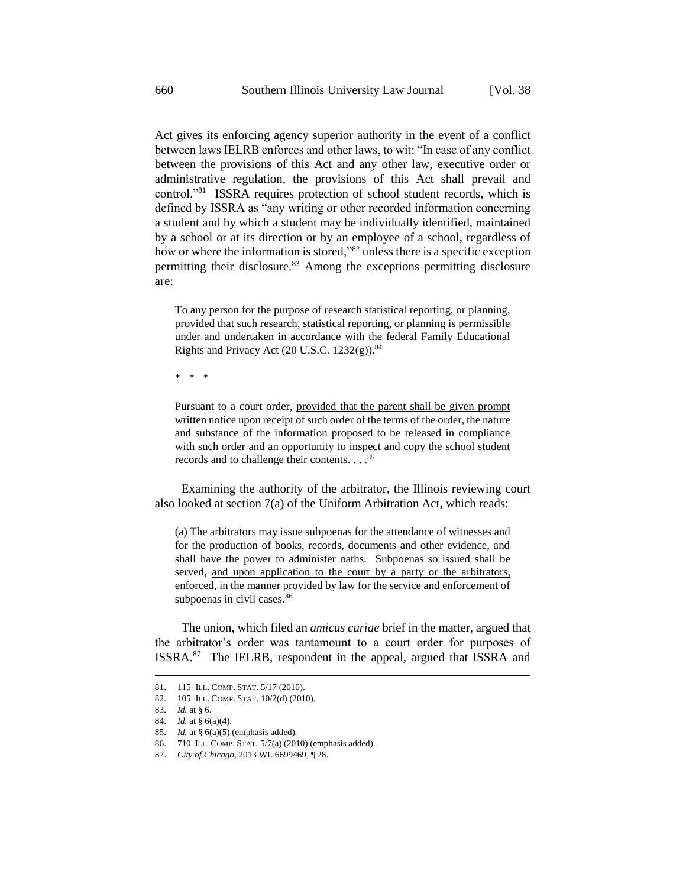Act gives its enforcing agency superior authority in the event of a conflict between laws IELRB enforces and other laws, to wit: "In case of any conflict between the provisions of this Act and any other law, executive order or administrative regulation, the provisions of this Act shall prevail and control."[81] ISSRA requires protection of school student records, which is defined by ISSRA as "any writing or other recorded information concerning a student and by which a student may be individually identified, maintained by a school or at its direction or by an employee of a school, regardless of how or where the information is stored,"[82] unless there is a specific exception permitting their disclosure.[83] Among the exceptions permitting disclosure are:

> To any person for the purpose of research statistical reporting, or planning, provided that such research, statistical reporting, or planning is permissible under and undertaken in accordance with the federal Family Educational Rights and Privacy Act (20 U.S.C. 1232(g)).[84]
>
> \* \* \*
>
> Pursuant to a court order, <u>provided that the parent shall be given prompt written notice upon receipt of such order</u> of the terms of the order, the nature and substance of the information proposed to be released in compliance with such order and an opportunity to inspect and copy the school student records and to challenge their contents. . . .[85]

Examining the authority of the arbitrator, the Illinois reviewing court also looked at section 7(a) of the Uniform Arbitration Act, which reads:

> (a) The arbitrators may issue subpoenas for the attendance of witnesses and for the production of books, records, documents and other evidence, and shall have the power to administer oaths. Subpoenas so issued shall be served, <u>and upon application to the court by a party or the arbitrators, enforced, in the manner provided by law for the service and enforcement of subpoenas in civil cases</u>.[86]

The union, which filed an *amicus curiae* brief in the matter, argued that the arbitrator's order was tantamount to a court order for purposes of ISSRA.[87] The IELRB, respondent in the appeal, argued that ISSRA and

---

81. 115 ILL. COMP. STAT. 5/17 (2010).
82. 105 ILL. COMP. STAT. 10/2(d) (2010).
83. *Id.* at § 6.
84. *Id.* at § 6(a)(4).
85. *Id.* at § 6(a)(5) (emphasis added).
86. 710 ILL. COMP. STAT. 5/7(a) (2010) (emphasis added).
87. *City of Chicago*, 2013 WL 6699469, ¶ 28.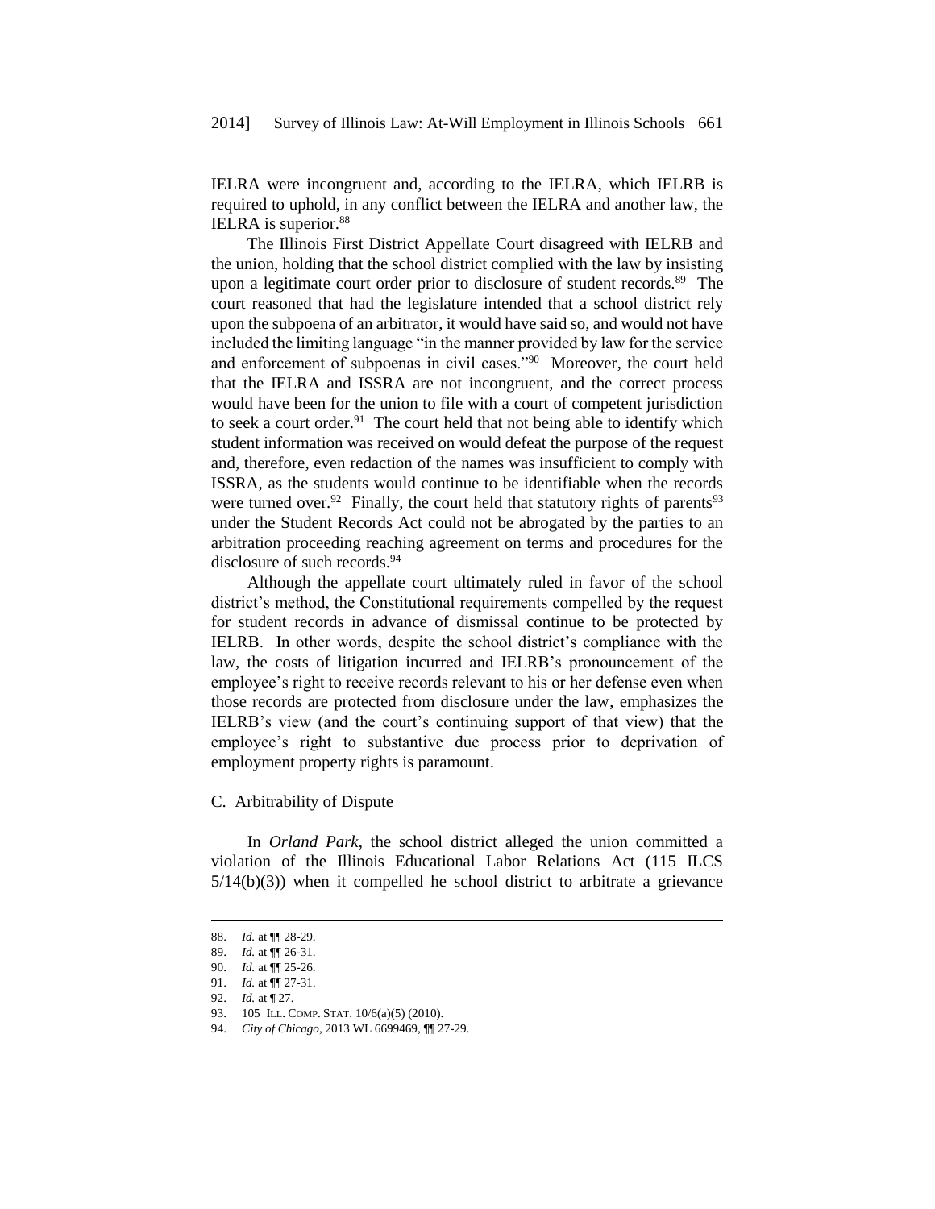IELRA were incongruent and, according to the IELRA, which IELRB is required to uphold, in any conflict between the IELRA and another law, the IELRA is superior.[88]

The Illinois First District Appellate Court disagreed with IELRB and the union, holding that the school district complied with the law by insisting upon a legitimate court order prior to disclosure of student records.[89] The court reasoned that had the legislature intended that a school district rely upon the subpoena of an arbitrator, it would have said so, and would not have included the limiting language "in the manner provided by law for the service and enforcement of subpoenas in civil cases."[90] Moreover, the court held that the IELRA and ISSRA are not incongruent, and the correct process would have been for the union to file with a court of competent jurisdiction to seek a court order.[91] The court held that not being able to identify which student information was received on would defeat the purpose of the request and, therefore, even redaction of the names was insufficient to comply with ISSRA, as the students would continue to be identifiable when the records were turned over.[92] Finally, the court held that statutory rights of parents[93] under the Student Records Act could not be abrogated by the parties to an arbitration proceeding reaching agreement on terms and procedures for the disclosure of such records.[94]

Although the appellate court ultimately ruled in favor of the school district's method, the Constitutional requirements compelled by the request for student records in advance of dismissal continue to be protected by IELRB. In other words, despite the school district's compliance with the law, the costs of litigation incurred and IELRB's pronouncement of the employee's right to receive records relevant to his or her defense even when those records are protected from disclosure under the law, emphasizes the IELRB's view (and the court's continuing support of that view) that the employee's right to substantive due process prior to deprivation of employment property rights is paramount.

### C. Arbitrability of Dispute

In *Orland Park*, the school district alleged the union committed a violation of the Illinois Educational Labor Relations Act (115 ILCS 5/14(b)(3)) when it compelled he school district to arbitrate a grievance

---

88. *Id.* at ¶¶ 28-29.
89. *Id.* at ¶¶ 26-31.
90. *Id.* at ¶¶ 25-26.
91. *Id.* at ¶¶ 27-31.
92. *Id.* at ¶ 27.
93. 105 ILL. COMP. STAT. 10/6(a)(5) (2010).
94. *City of Chicago*, 2013 WL 6699469, ¶¶ 27-29.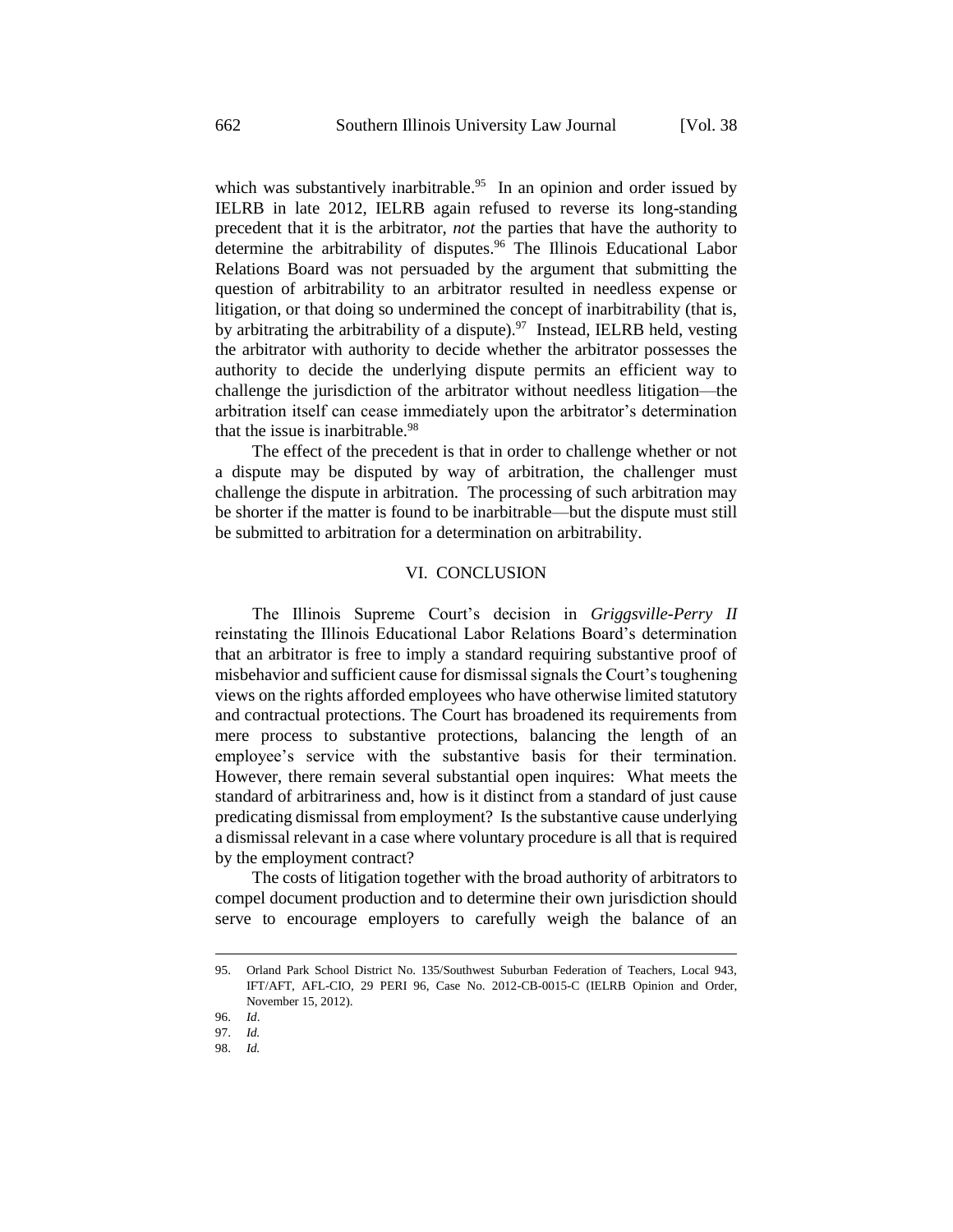which was substantively inarbitrable.[95] In an opinion and order issued by IELRB in late 2012, IELRB again refused to reverse its long-standing precedent that it is the arbitrator, *not* the parties that have the authority to determine the arbitrability of disputes.[96] The Illinois Educational Labor Relations Board was not persuaded by the argument that submitting the question of arbitrability to an arbitrator resulted in needless expense or litigation, or that doing so undermined the concept of inarbitrability (that is, by arbitrating the arbitrability of a dispute).[97] Instead, IELRB held, vesting the arbitrator with authority to decide whether the arbitrator possesses the authority to decide the underlying dispute permits an efficient way to challenge the jurisdiction of the arbitrator without needless litigation—the arbitration itself can cease immediately upon the arbitrator's determination that the issue is inarbitrable.[98]

The effect of the precedent is that in order to challenge whether or not a dispute may be disputed by way of arbitration, the challenger must challenge the dispute in arbitration. The processing of such arbitration may be shorter if the matter is found to be inarbitrable—but the dispute must still be submitted to arbitration for a determination on arbitrability.

## VI. CONCLUSION

The Illinois Supreme Court's decision in *Griggsville-Perry II* reinstating the Illinois Educational Labor Relations Board's determination that an arbitrator is free to imply a standard requiring substantive proof of misbehavior and sufficient cause for dismissal signals the Court's toughening views on the rights afforded employees who have otherwise limited statutory and contractual protections. The Court has broadened its requirements from mere process to substantive protections, balancing the length of an employee's service with the substantive basis for their termination. However, there remain several substantial open inquires: What meets the standard of arbitrariness and, how is it distinct from a standard of just cause predicating dismissal from employment? Is the substantive cause underlying a dismissal relevant in a case where voluntary procedure is all that is required by the employment contract?

The costs of litigation together with the broad authority of arbitrators to compel document production and to determine their own jurisdiction should serve to encourage employers to carefully weigh the balance of an

---

95. Orland Park School District No. 135/Southwest Suburban Federation of Teachers, Local 943, IFT/AFT, AFL-CIO, 29 PERI 96, Case No. 2012-CB-0015-C (IELRB Opinion and Order, November 15, 2012).

96. *Id*.

97. *Id.*

98. *Id.*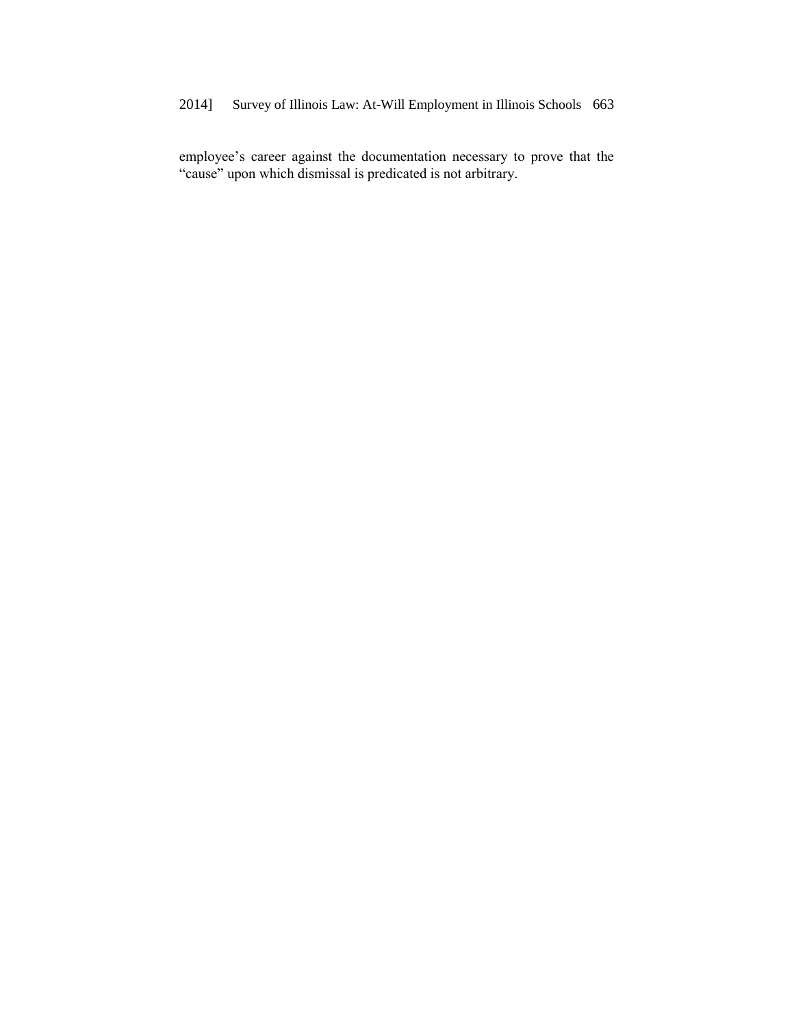employee's career against the documentation necessary to prove that the "cause" upon which dismissal is predicated is not arbitrary.